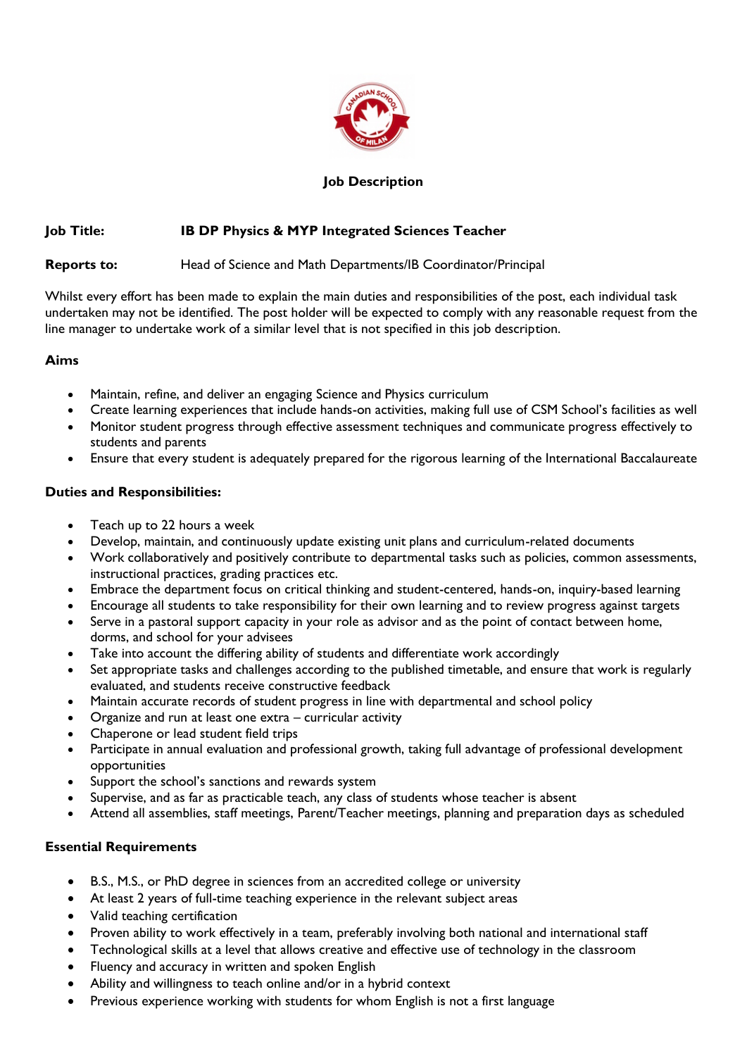# Job Description

**Job Title:** **IB DP Physics & MYP Integrated Sciences Teacher**

**Reports to:** Head of Science and Math Departments/IB Coordinator/Principal

Whilst every effort has been made to explain the main duties and responsibilities of the post, each individual task undertaken may not be identified. The post holder will be expected to comply with any reasonable request from the line manager to undertake work of a similar level that is not specified in this job description.

## Aims

- Maintain, refine, and deliver an engaging Science and Physics curriculum
- Create learning experiences that include hands-on activities, making full use of CSM School's facilities as well
- Monitor student progress through effective assessment techniques and communicate progress effectively to students and parents
- Ensure that every student is adequately prepared for the rigorous learning of the International Baccalaureate

## Duties and Responsibilities:

- Teach up to 22 hours a week
- Develop, maintain, and continuously update existing unit plans and curriculum-related documents
- Work collaboratively and positively contribute to departmental tasks such as policies, common assessments, instructional practices, grading practices etc.
- Embrace the department focus on critical thinking and student-centered, hands-on, inquiry-based learning
- Encourage all students to take responsibility for their own learning and to review progress against targets
- Serve in a pastoral support capacity in your role as advisor and as the point of contact between home, dorms, and school for your advisees
- Take into account the differing ability of students and differentiate work accordingly
- Set appropriate tasks and challenges according to the published timetable, and ensure that work is regularly evaluated, and students receive constructive feedback
- Maintain accurate records of student progress in line with departmental and school policy
- Organize and run at least one extra – curricular activity
- Chaperone or lead student field trips
- Participate in annual evaluation and professional growth, taking full advantage of professional development opportunities
- Support the school's sanctions and rewards system
- Supervise, and as far as practicable teach, any class of students whose teacher is absent
- Attend all assemblies, staff meetings, Parent/Teacher meetings, planning and preparation days as scheduled

## Essential Requirements

- B.S., M.S., or PhD degree in sciences from an accredited college or university
- At least 2 years of full-time teaching experience in the relevant subject areas
- Valid teaching certification
- Proven ability to work effectively in a team, preferably involving both national and international staff
- Technological skills at a level that allows creative and effective use of technology in the classroom
- Fluency and accuracy in written and spoken English
- Ability and willingness to teach online and/or in a hybrid context
- Previous experience working with students for whom English is not a first language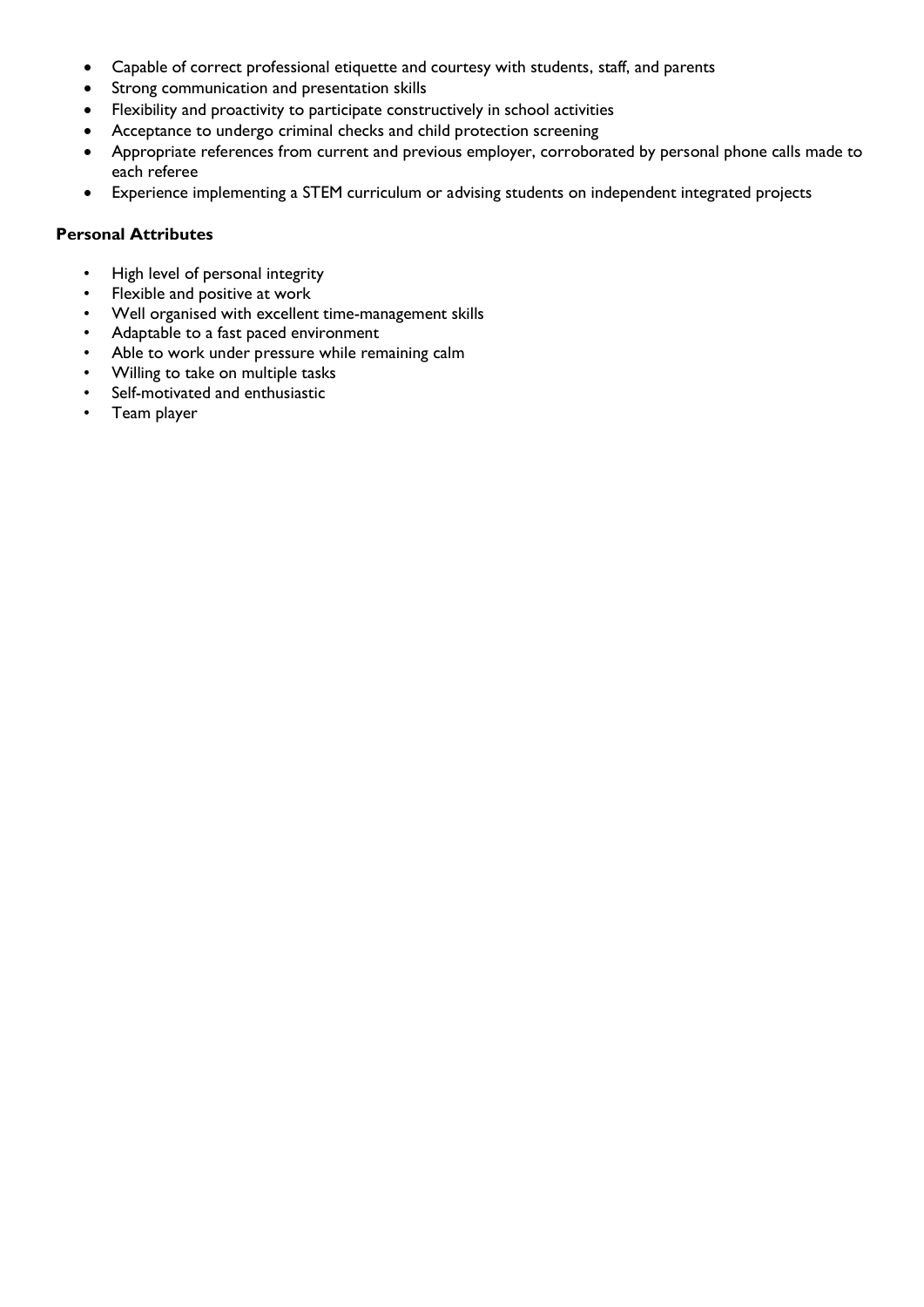- Capable of correct professional etiquette and courtesy with students, staff, and parents
- Strong communication and presentation skills
- Flexibility and proactivity to participate constructively in school activities
- Acceptance to undergo criminal checks and child protection screening
- Appropriate references from current and previous employer, corroborated by personal phone calls made to each referee
- Experience implementing a STEM curriculum or advising students on independent integrated projects

**Personal Attributes**

- High level of personal integrity
- Flexible and positive at work
- Well organised with excellent time-management skills
- Adaptable to a fast paced environment
- Able to work under pressure while remaining calm
- Willing to take on multiple tasks
- Self-motivated and enthusiastic
- Team player